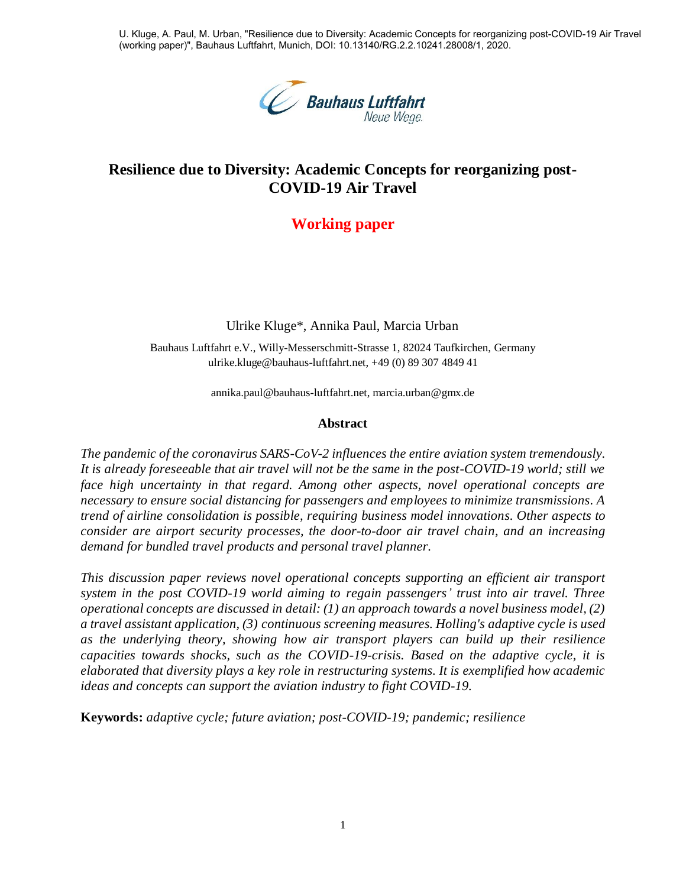U. Kluge, A. Paul, M. Urban, "Resilience due to Diversity: Academic Concepts for reorganizing post-COVID-19 Air Travel (working paper)", Bauhaus Luftfahrt, Munich, DOI: 10.13140/RG.2.2.10241.28008/1, 2020.

# Resilience due to Diversity: Academic Concepts for reorganizing post-COVID-19 Air Travel

## Working paper

Ulrike Kluge*, Annika Paul, Marcia Urban

Bauhaus Luftfahrt e.V., Willy-Messerschmitt-Strasse 1, 82024 Taufkirchen, Germany
ulrike.kluge@bauhaus-luftfahrt.net, +49 (0) 89 307 4849 41

annika.paul@bauhaus-luftfahrt.net, marcia.urban@gmx.de

### Abstract

*The pandemic of the coronavirus SARS-CoV-2 influences the entire aviation system tremendously. It is already foreseeable that air travel will not be the same in the post-COVID-19 world; still we face high uncertainty in that regard. Among other aspects, novel operational concepts are necessary to ensure social distancing for passengers and employees to minimize transmissions. A trend of airline consolidation is possible, requiring business model innovations. Other aspects to consider are airport security processes, the door-to-door air travel chain, and an increasing demand for bundled travel products and personal travel planner.*

*This discussion paper reviews novel operational concepts supporting an efficient air transport system in the post COVID-19 world aiming to regain passengers' trust into air travel. Three operational concepts are discussed in detail: (1) an approach towards a novel business model, (2) a travel assistant application, (3) continuous screening measures. Holling's adaptive cycle is used as the underlying theory, showing how air transport players can build up their resilience capacities towards shocks, such as the COVID-19-crisis. Based on the adaptive cycle, it is elaborated that diversity plays a key role in restructuring systems. It is exemplified how academic ideas and concepts can support the aviation industry to fight COVID-19.*

**Keywords:** *adaptive cycle; future aviation; post-COVID-19; pandemic; resilience*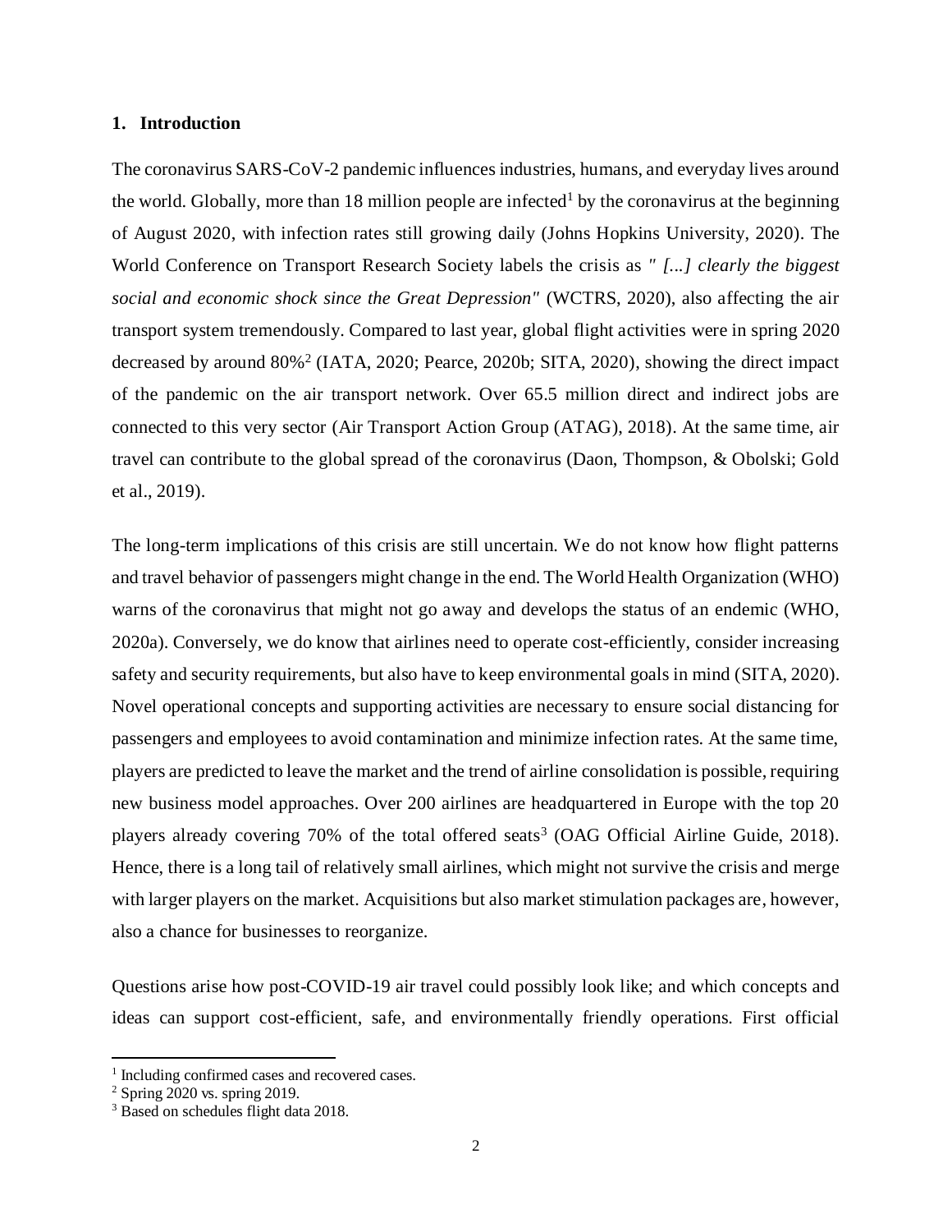## 1. Introduction

The coronavirus SARS-CoV-2 pandemic influences industries, humans, and everyday lives around the world. Globally, more than 18 million people are infected[1] by the coronavirus at the beginning of August 2020, with infection rates still growing daily (Johns Hopkins University, 2020). The World Conference on Transport Research Society labels the crisis as *" [...] clearly the biggest social and economic shock since the Great Depression"* (WCTRS, 2020), also affecting the air transport system tremendously. Compared to last year, global flight activities were in spring 2020 decreased by around 80%[2] (IATA, 2020; Pearce, 2020b; SITA, 2020), showing the direct impact of the pandemic on the air transport network. Over 65.5 million direct and indirect jobs are connected to this very sector (Air Transport Action Group (ATAG), 2018). At the same time, air travel can contribute to the global spread of the coronavirus (Daon, Thompson, & Obolski; Gold et al., 2019).

The long-term implications of this crisis are still uncertain. We do not know how flight patterns and travel behavior of passengers might change in the end. The World Health Organization (WHO) warns of the coronavirus that might not go away and develops the status of an endemic (WHO, 2020a). Conversely, we do know that airlines need to operate cost-efficiently, consider increasing safety and security requirements, but also have to keep environmental goals in mind (SITA, 2020). Novel operational concepts and supporting activities are necessary to ensure social distancing for passengers and employees to avoid contamination and minimize infection rates. At the same time, players are predicted to leave the market and the trend of airline consolidation is possible, requiring new business model approaches. Over 200 airlines are headquartered in Europe with the top 20 players already covering 70% of the total offered seats[3] (OAG Official Airline Guide, 2018). Hence, there is a long tail of relatively small airlines, which might not survive the crisis and merge with larger players on the market. Acquisitions but also market stimulation packages are, however, also a chance for businesses to reorganize.

Questions arise how post-COVID-19 air travel could possibly look like; and which concepts and ideas can support cost-efficient, safe, and environmentally friendly operations. First official

---

[1] Including confirmed cases and recovered cases.

[2] Spring 2020 vs. spring 2019.

[3] Based on schedules flight data 2018.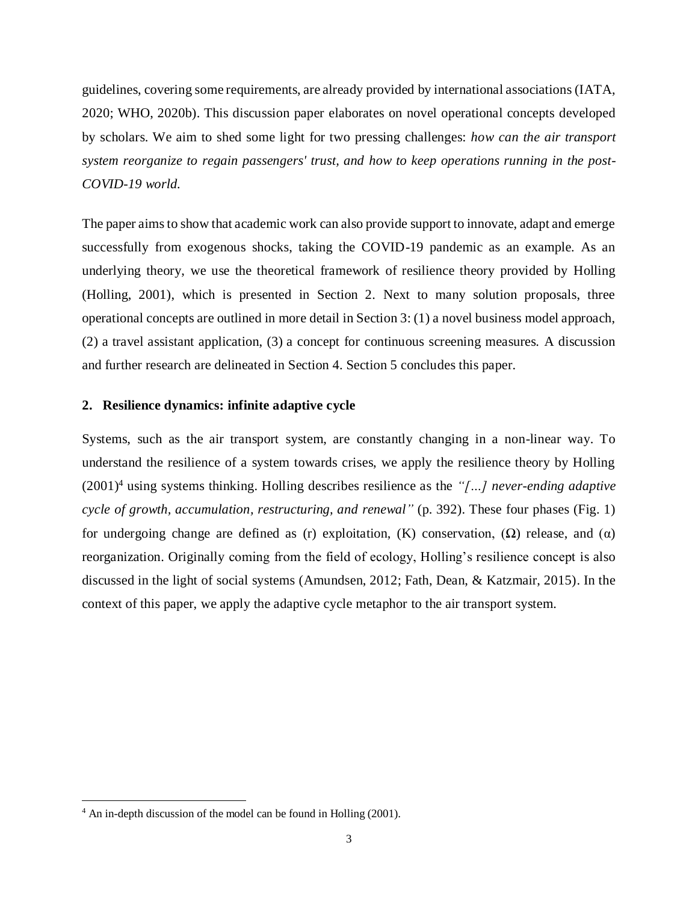guidelines, covering some requirements, are already provided by international associations (IATA, 2020; WHO, 2020b). This discussion paper elaborates on novel operational concepts developed by scholars. We aim to shed some light for two pressing challenges: *how can the air transport system reorganize to regain passengers' trust, and how to keep operations running in the post-COVID-19 world.*

The paper aims to show that academic work can also provide support to innovate, adapt and emerge successfully from exogenous shocks, taking the COVID-19 pandemic as an example. As an underlying theory, we use the theoretical framework of resilience theory provided by Holling (Holling, 2001), which is presented in Section 2. Next to many solution proposals, three operational concepts are outlined in more detail in Section 3: (1) a novel business model approach, (2) a travel assistant application, (3) a concept for continuous screening measures. A discussion and further research are delineated in Section 4. Section 5 concludes this paper.

## 2. Resilience dynamics: infinite adaptive cycle

Systems, such as the air transport system, are constantly changing in a non-linear way. To understand the resilience of a system towards crises, we apply the resilience theory by Holling (2001)[4] using systems thinking. Holling describes resilience as the *"[…] never-ending adaptive cycle of growth, accumulation, restructuring, and renewal"* (p. 392). These four phases (Fig. 1) for undergoing change are defined as (r) exploitation, (K) conservation, (Ω) release, and (α) reorganization. Originally coming from the field of ecology, Holling's resilience concept is also discussed in the light of social systems (Amundsen, 2012; Fath, Dean, & Katzmair, 2015). In the context of this paper, we apply the adaptive cycle metaphor to the air transport system.

[4] An in-depth discussion of the model can be found in Holling (2001).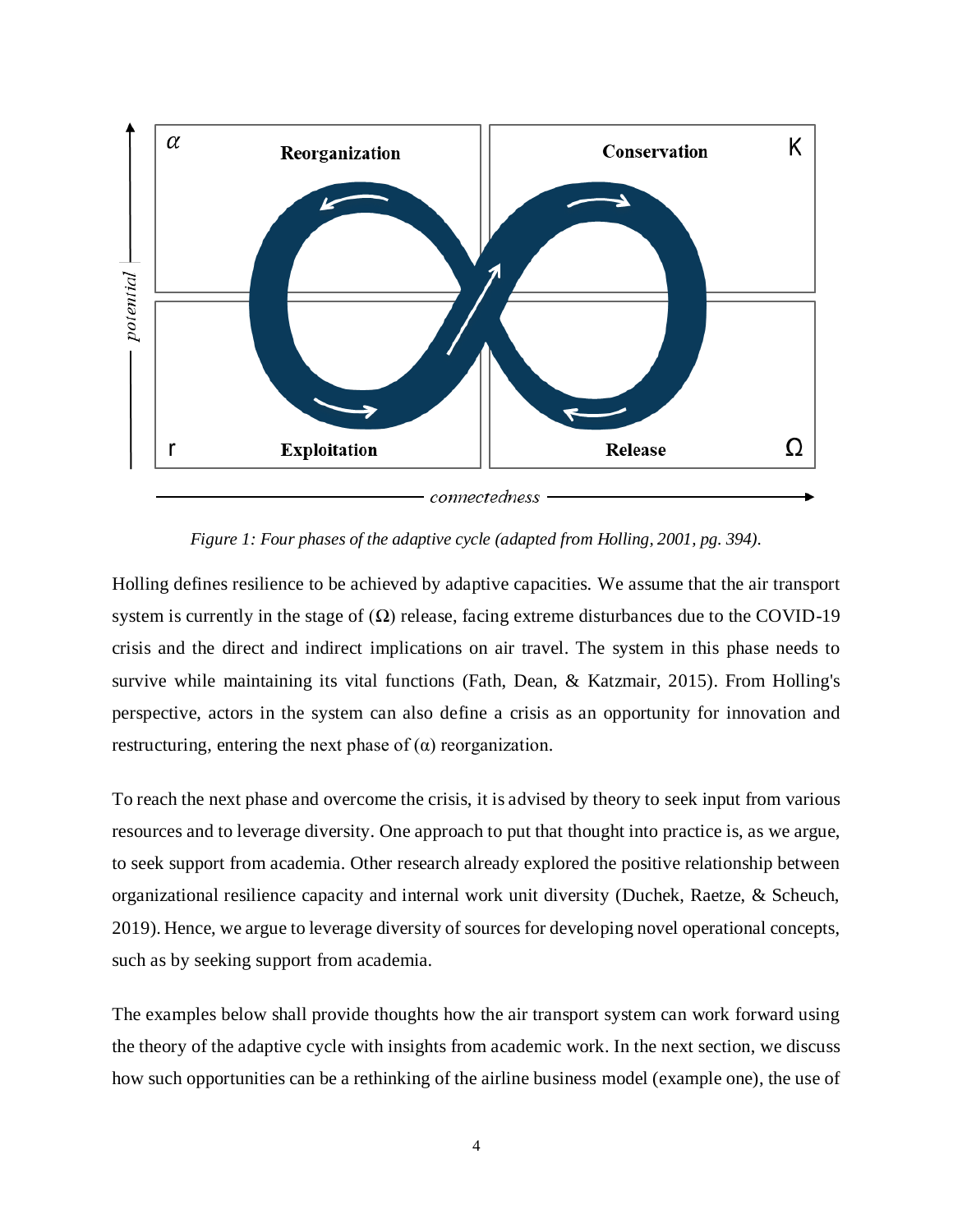Figure 1: Four phases of the adaptive cycle (adapted from Holling, 2001, pg. 394).

Holling defines resilience to be achieved by adaptive capacities. We assume that the air transport system is currently in the stage of (Ω) release, facing extreme disturbances due to the COVID-19 crisis and the direct and indirect implications on air travel. The system in this phase needs to survive while maintaining its vital functions (Fath, Dean, & Katzmair, 2015). From Holling's perspective, actors in the system can also define a crisis as an opportunity for innovation and restructuring, entering the next phase of (α) reorganization.

To reach the next phase and overcome the crisis, it is advised by theory to seek input from various resources and to leverage diversity. One approach to put that thought into practice is, as we argue, to seek support from academia. Other research already explored the positive relationship between organizational resilience capacity and internal work unit diversity (Duchek, Raetze, & Scheuch, 2019). Hence, we argue to leverage diversity of sources for developing novel operational concepts, such as by seeking support from academia.

The examples below shall provide thoughts how the air transport system can work forward using the theory of the adaptive cycle with insights from academic work. In the next section, we discuss how such opportunities can be a rethinking of the airline business model (example one), the use of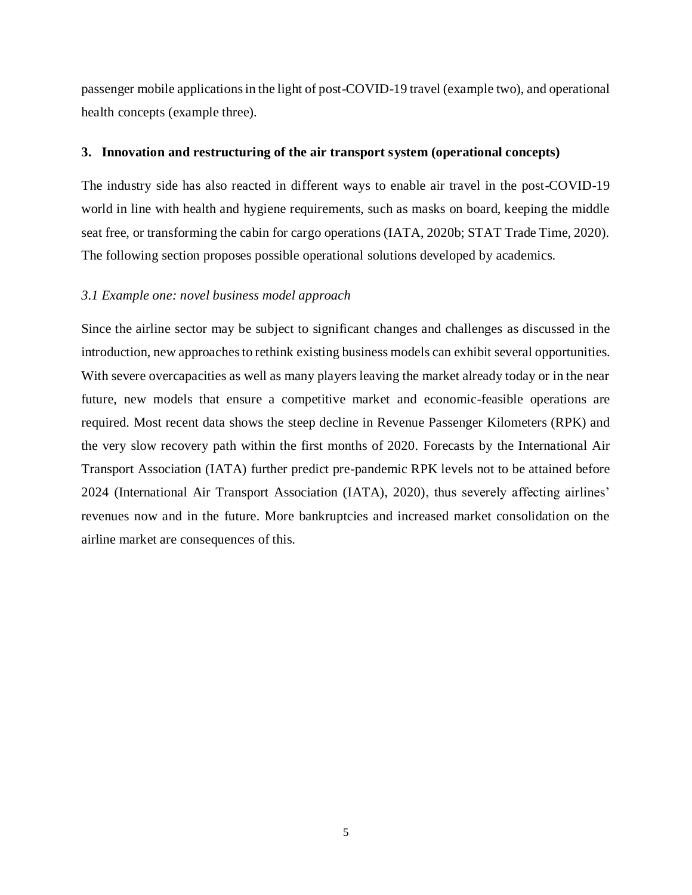passenger mobile applications in the light of post-COVID-19 travel (example two), and operational health concepts (example three).

## 3. Innovation and restructuring of the air transport system (operational concepts)

The industry side has also reacted in different ways to enable air travel in the post-COVID-19 world in line with health and hygiene requirements, such as masks on board, keeping the middle seat free, or transforming the cabin for cargo operations (IATA, 2020b; STAT Trade Time, 2020). The following section proposes possible operational solutions developed by academics.

### *3.1 Example one: novel business model approach*

Since the airline sector may be subject to significant changes and challenges as discussed in the introduction, new approaches to rethink existing business models can exhibit several opportunities. With severe overcapacities as well as many players leaving the market already today or in the near future, new models that ensure a competitive market and economic-feasible operations are required. Most recent data shows the steep decline in Revenue Passenger Kilometers (RPK) and the very slow recovery path within the first months of 2020. Forecasts by the International Air Transport Association (IATA) further predict pre-pandemic RPK levels not to be attained before 2024 (International Air Transport Association (IATA), 2020), thus severely affecting airlines' revenues now and in the future. More bankruptcies and increased market consolidation on the airline market are consequences of this.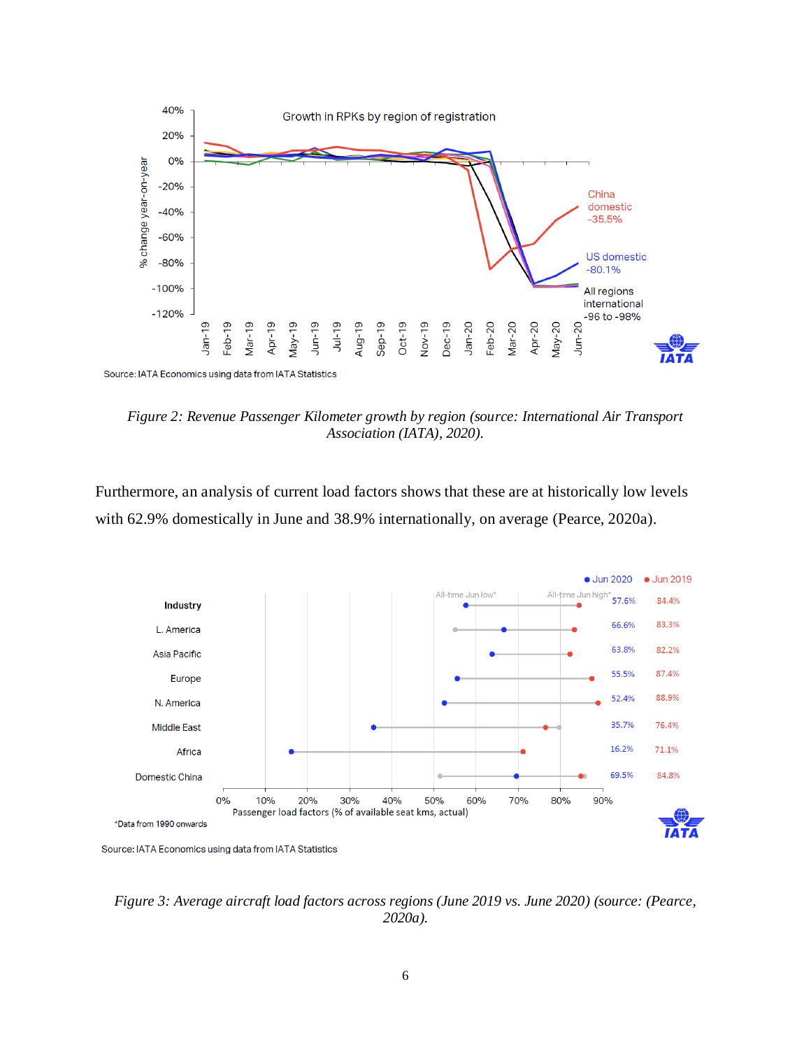*Figure 2: Revenue Passenger Kilometer growth by region (source: International Air Transport Association (IATA), 2020).*

Furthermore, an analysis of current load factors shows that these are at historically low levels with 62.9% domestically in June and 38.9% internationally, on average (Pearce, 2020a).

*Figure 3: Average aircraft load factors across regions (June 2019 vs. June 2020) (source: (Pearce, 2020a).*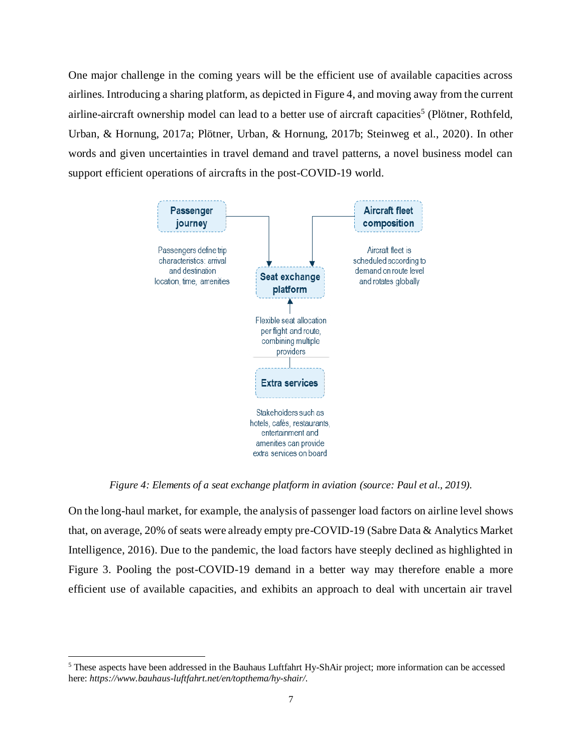One major challenge in the coming years will be the efficient use of available capacities across airlines. Introducing a sharing platform, as depicted in Figure 4, and moving away from the current airline-aircraft ownership model can lead to a better use of aircraft capacities[5] (Plötner, Rothfeld, Urban, & Hornung, 2017a; Plötner, Urban, & Hornung, 2017b; Steinweg et al., 2020). In other words and given uncertainties in travel demand and travel patterns, a novel business model can support efficient operations of aircrafts in the post-COVID-19 world.

Passenger journey

Passengers define trip characteristics: arrival and destination location, time, amenities

Aircraft fleet composition

Aircraft fleet is scheduled according to demand on route level and rotates globally

Seat exchange platform

Flexible seat allocation per flight and route, combining multiple providers

Extra services

Stakeholders such as hotels, cafés, restaurants, entertainment and amenities can provide extra services on board

*Figure 4: Elements of a seat exchange platform in aviation (source: Paul et al., 2019).*

On the long-haul market, for example, the analysis of passenger load factors on airline level shows that, on average, 20% of seats were already empty pre-COVID-19 (Sabre Data & Analytics Market Intelligence, 2016). Due to the pandemic, the load factors have steeply declined as highlighted in Figure 3. Pooling the post-COVID-19 demand in a better way may therefore enable a more efficient use of available capacities, and exhibits an approach to deal with uncertain air travel

---

[5] These aspects have been addressed in the Bauhaus Luftfahrt Hy-ShAir project; more information can be accessed here: *https://www.bauhaus-luftfahrt.net/en/topthema/hy-shair/*.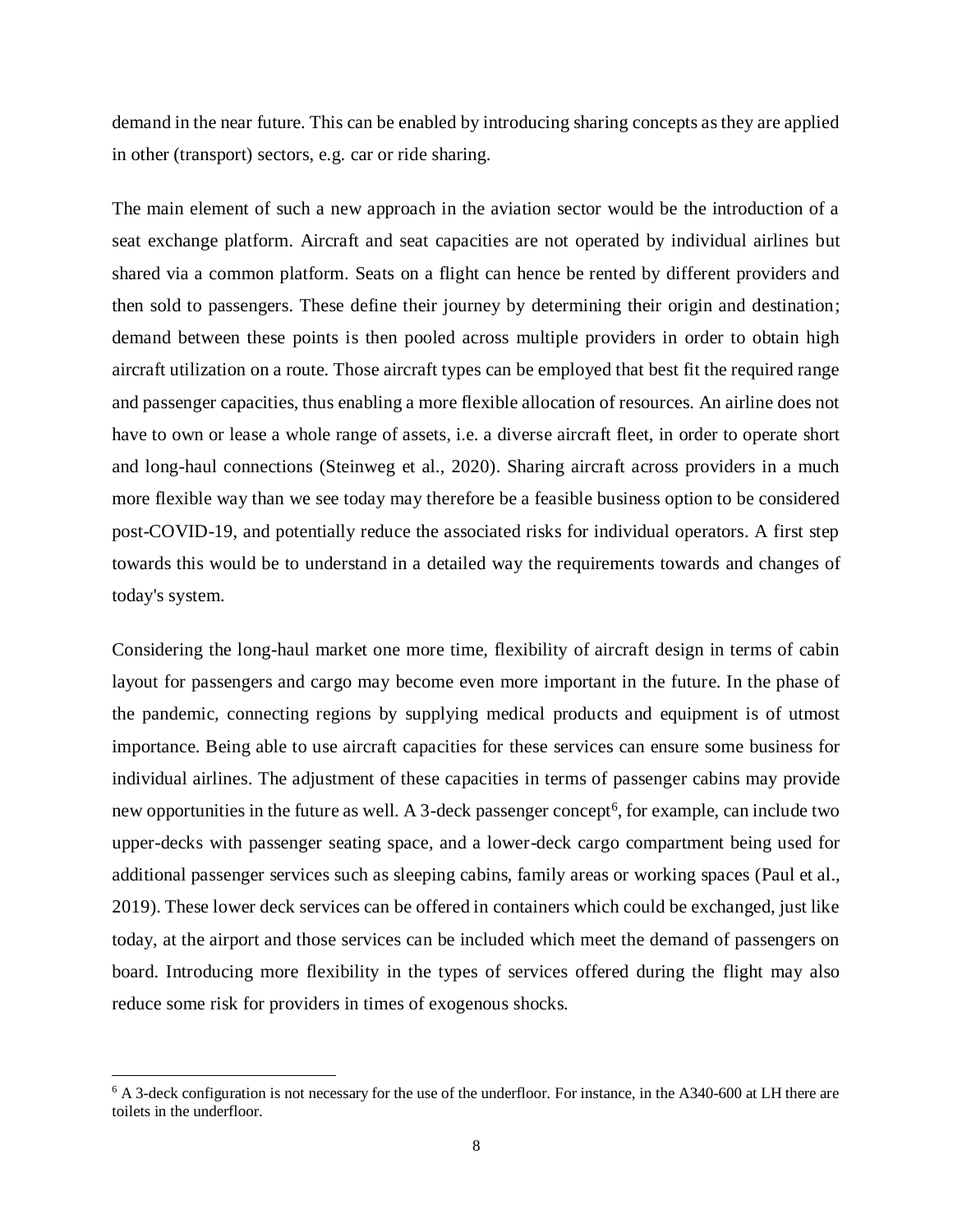demand in the near future. This can be enabled by introducing sharing concepts as they are applied in other (transport) sectors, e.g. car or ride sharing.

The main element of such a new approach in the aviation sector would be the introduction of a seat exchange platform. Aircraft and seat capacities are not operated by individual airlines but shared via a common platform. Seats on a flight can hence be rented by different providers and then sold to passengers. These define their journey by determining their origin and destination; demand between these points is then pooled across multiple providers in order to obtain high aircraft utilization on a route. Those aircraft types can be employed that best fit the required range and passenger capacities, thus enabling a more flexible allocation of resources. An airline does not have to own or lease a whole range of assets, i.e. a diverse aircraft fleet, in order to operate short and long-haul connections (Steinweg et al., 2020). Sharing aircraft across providers in a much more flexible way than we see today may therefore be a feasible business option to be considered post-COVID-19, and potentially reduce the associated risks for individual operators. A first step towards this would be to understand in a detailed way the requirements towards and changes of today's system.

Considering the long-haul market one more time, flexibility of aircraft design in terms of cabin layout for passengers and cargo may become even more important in the future. In the phase of the pandemic, connecting regions by supplying medical products and equipment is of utmost importance. Being able to use aircraft capacities for these services can ensure some business for individual airlines. The adjustment of these capacities in terms of passenger cabins may provide new opportunities in the future as well. A 3-deck passenger concept[6], for example, can include two upper-decks with passenger seating space, and a lower-deck cargo compartment being used for additional passenger services such as sleeping cabins, family areas or working spaces (Paul et al., 2019). These lower deck services can be offered in containers which could be exchanged, just like today, at the airport and those services can be included which meet the demand of passengers on board. Introducing more flexibility in the types of services offered during the flight may also reduce some risk for providers in times of exogenous shocks.

---

[6] A 3-deck configuration is not necessary for the use of the underfloor. For instance, in the A340-600 at LH there are toilets in the underfloor.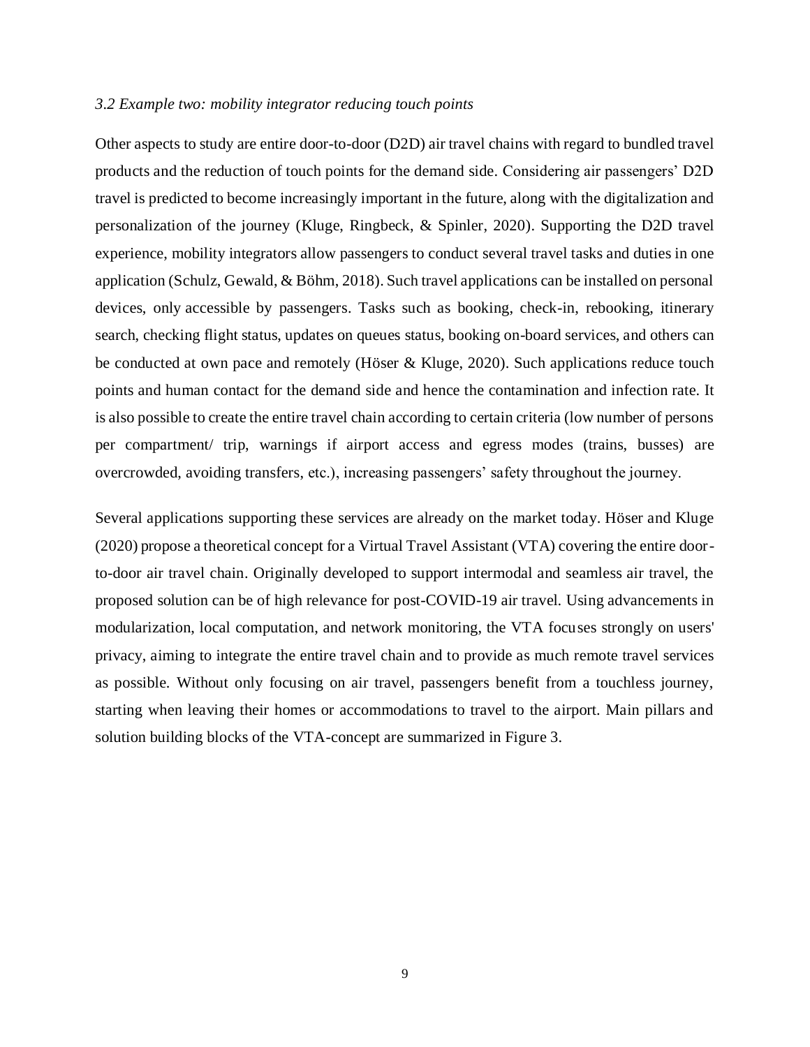### *3.2 Example two: mobility integrator reducing touch points*

Other aspects to study are entire door-to-door (D2D) air travel chains with regard to bundled travel products and the reduction of touch points for the demand side. Considering air passengers' D2D travel is predicted to become increasingly important in the future, along with the digitalization and personalization of the journey (Kluge, Ringbeck, & Spinler, 2020). Supporting the D2D travel experience, mobility integrators allow passengers to conduct several travel tasks and duties in one application (Schulz, Gewald, & Böhm, 2018). Such travel applications can be installed on personal devices, only accessible by passengers. Tasks such as booking, check-in, rebooking, itinerary search, checking flight status, updates on queues status, booking on-board services, and others can be conducted at own pace and remotely (Höser & Kluge, 2020). Such applications reduce touch points and human contact for the demand side and hence the contamination and infection rate. It is also possible to create the entire travel chain according to certain criteria (low number of persons per compartment/ trip, warnings if airport access and egress modes (trains, busses) are overcrowded, avoiding transfers, etc.), increasing passengers' safety throughout the journey.

Several applications supporting these services are already on the market today. Höser and Kluge (2020) propose a theoretical concept for a Virtual Travel Assistant (VTA) covering the entire door-to-door air travel chain. Originally developed to support intermodal and seamless air travel, the proposed solution can be of high relevance for post-COVID-19 air travel. Using advancements in modularization, local computation, and network monitoring, the VTA focuses strongly on users' privacy, aiming to integrate the entire travel chain and to provide as much remote travel services as possible. Without only focusing on air travel, passengers benefit from a touchless journey, starting when leaving their homes or accommodations to travel to the airport. Main pillars and solution building blocks of the VTA-concept are summarized in Figure 3.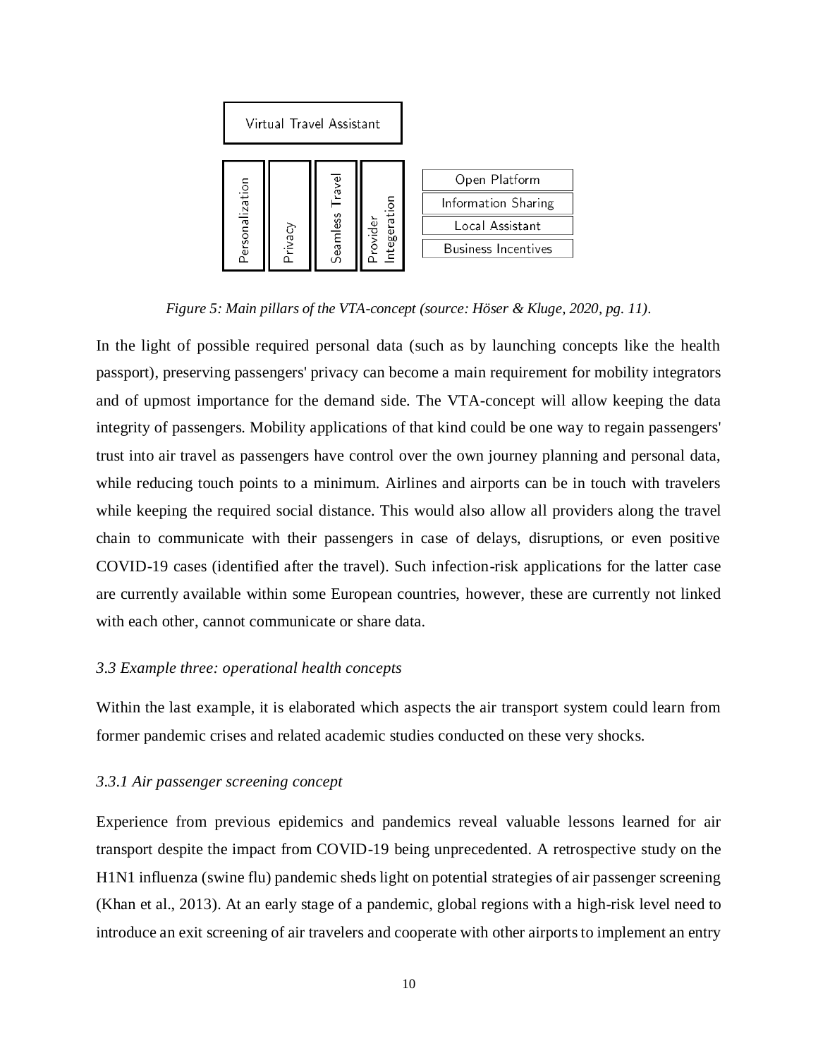Virtual Travel Assistant

Personalization | Privacy | Seamless Travel | Provider Integeration

Open Platform
Information Sharing
Local Assistant
Business Incentives

*Figure 5: Main pillars of the VTA-concept (source: Höser & Kluge, 2020, pg. 11).*

In the light of possible required personal data (such as by launching concepts like the health passport), preserving passengers' privacy can become a main requirement for mobility integrators and of upmost importance for the demand side. The VTA-concept will allow keeping the data integrity of passengers. Mobility applications of that kind could be one way to regain passengers' trust into air travel as passengers have control over the own journey planning and personal data, while reducing touch points to a minimum. Airlines and airports can be in touch with travelers while keeping the required social distance. This would also allow all providers along the travel chain to communicate with their passengers in case of delays, disruptions, or even positive COVID-19 cases (identified after the travel). Such infection-risk applications for the latter case are currently available within some European countries, however, these are currently not linked with each other, cannot communicate or share data.

### *3.3 Example three: operational health concepts*

Within the last example, it is elaborated which aspects the air transport system could learn from former pandemic crises and related academic studies conducted on these very shocks.

#### *3.3.1 Air passenger screening concept*

Experience from previous epidemics and pandemics reveal valuable lessons learned for air transport despite the impact from COVID-19 being unprecedented. A retrospective study on the H1N1 influenza (swine flu) pandemic sheds light on potential strategies of air passenger screening (Khan et al., 2013). At an early stage of a pandemic, global regions with a high-risk level need to introduce an exit screening of air travelers and cooperate with other airports to implement an entry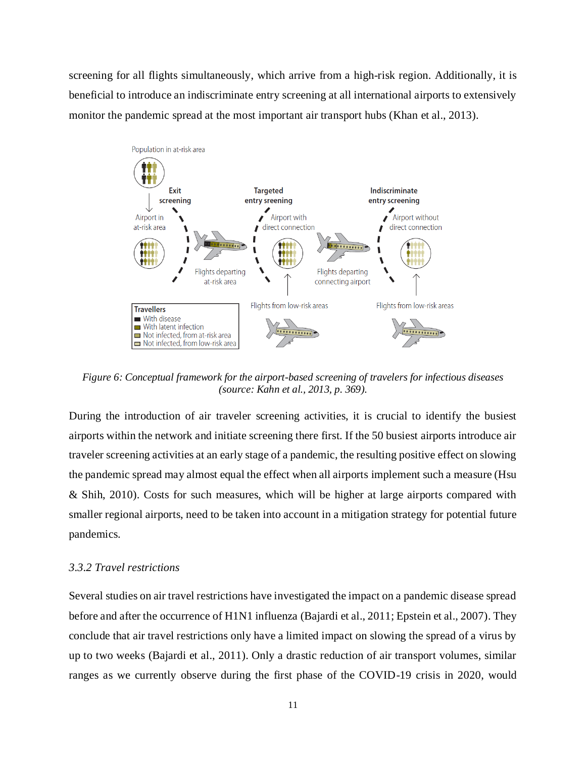screening for all flights simultaneously, which arrive from a high-risk region. Additionally, it is beneficial to introduce an indiscriminate entry screening at all international airports to extensively monitor the pandemic spread at the most important air transport hubs (Khan et al., 2013).

*Figure 6: Conceptual framework for the airport-based screening of travelers for infectious diseases (source: Kahn et al., 2013, p. 369).*

During the introduction of air traveler screening activities, it is crucial to identify the busiest airports within the network and initiate screening there first. If the 50 busiest airports introduce air traveler screening activities at an early stage of a pandemic, the resulting positive effect on slowing the pandemic spread may almost equal the effect when all airports implement such a measure (Hsu & Shih, 2010). Costs for such measures, which will be higher at large airports compared with smaller regional airports, need to be taken into account in a mitigation strategy for potential future pandemics.

### *3.3.2 Travel restrictions*

Several studies on air travel restrictions have investigated the impact on a pandemic disease spread before and after the occurrence of H1N1 influenza (Bajardi et al., 2011; Epstein et al., 2007). They conclude that air travel restrictions only have a limited impact on slowing the spread of a virus by up to two weeks (Bajardi et al., 2011). Only a drastic reduction of air transport volumes, similar ranges as we currently observe during the first phase of the COVID-19 crisis in 2020, would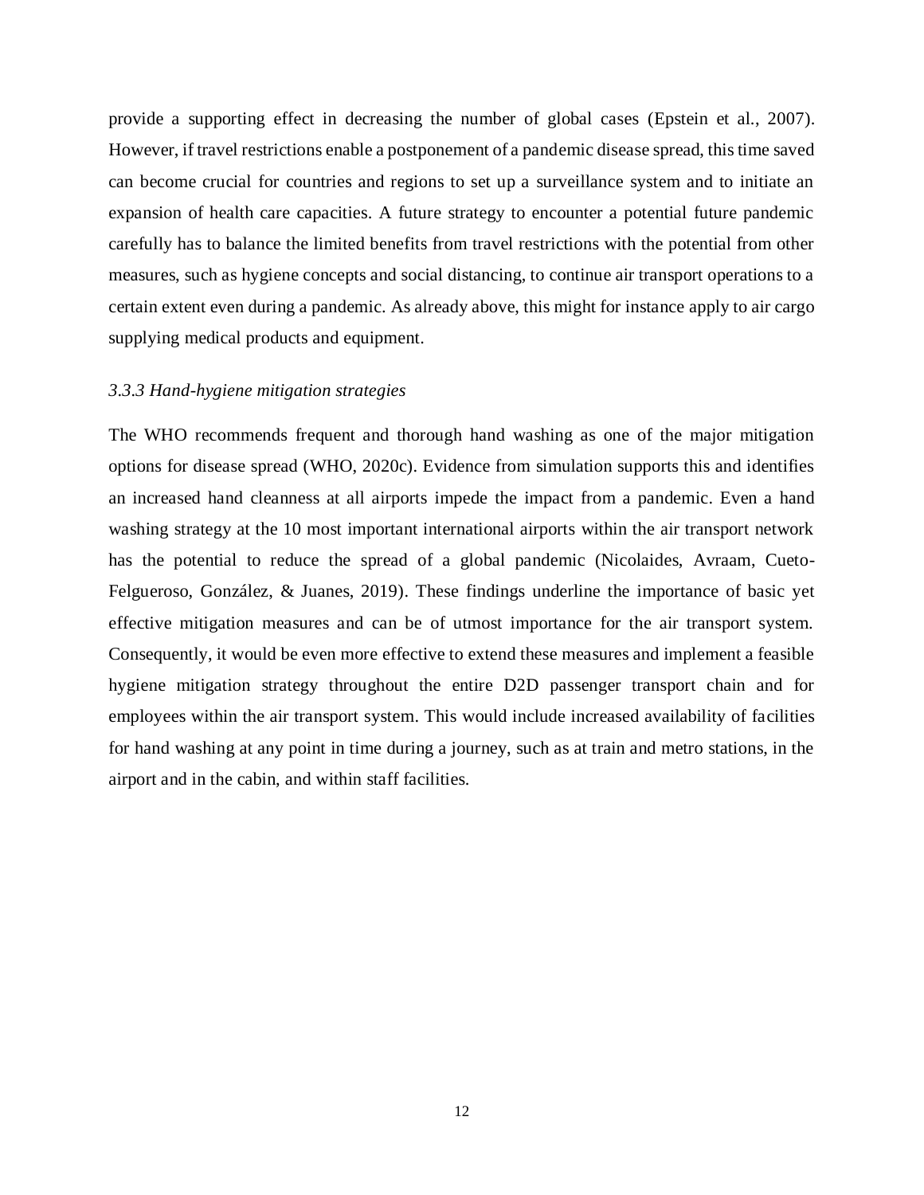provide a supporting effect in decreasing the number of global cases (Epstein et al., 2007). However, if travel restrictions enable a postponement of a pandemic disease spread, this time saved can become crucial for countries and regions to set up a surveillance system and to initiate an expansion of health care capacities. A future strategy to encounter a potential future pandemic carefully has to balance the limited benefits from travel restrictions with the potential from other measures, such as hygiene concepts and social distancing, to continue air transport operations to a certain extent even during a pandemic. As already above, this might for instance apply to air cargo supplying medical products and equipment.

### *3.3.3 Hand-hygiene mitigation strategies*

The WHO recommends frequent and thorough hand washing as one of the major mitigation options for disease spread (WHO, 2020c). Evidence from simulation supports this and identifies an increased hand cleanness at all airports impede the impact from a pandemic. Even a hand washing strategy at the 10 most important international airports within the air transport network has the potential to reduce the spread of a global pandemic (Nicolaides, Avraam, Cueto-Felgueroso, González, & Juanes, 2019). These findings underline the importance of basic yet effective mitigation measures and can be of utmost importance for the air transport system. Consequently, it would be even more effective to extend these measures and implement a feasible hygiene mitigation strategy throughout the entire D2D passenger transport chain and for employees within the air transport system. This would include increased availability of facilities for hand washing at any point in time during a journey, such as at train and metro stations, in the airport and in the cabin, and within staff facilities.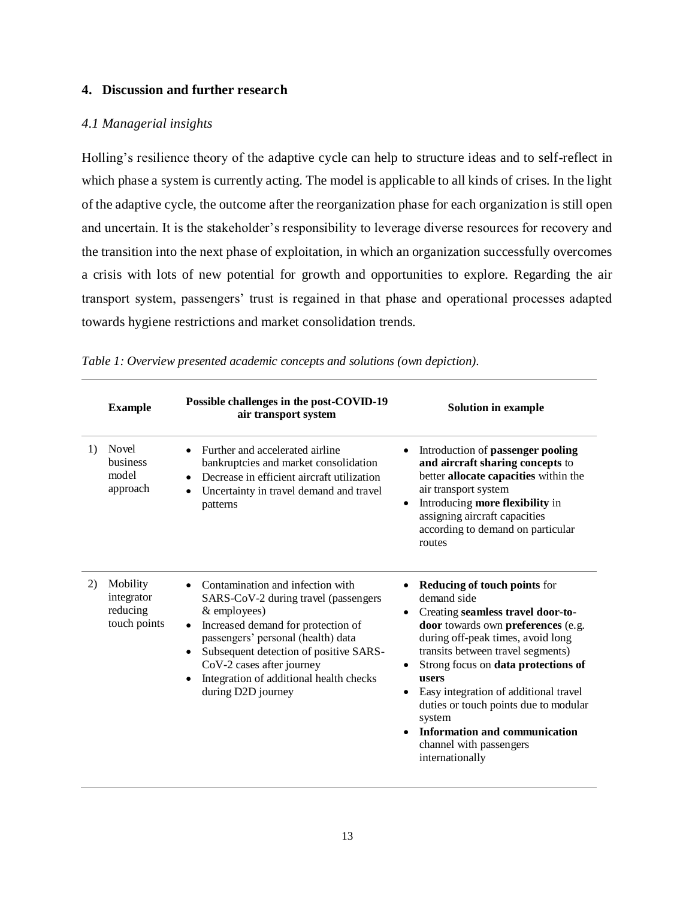## 4. Discussion and further research

### *4.1 Managerial insights*

Holling's resilience theory of the adaptive cycle can help to structure ideas and to self-reflect in which phase a system is currently acting. The model is applicable to all kinds of crises. In the light of the adaptive cycle, the outcome after the reorganization phase for each organization is still open and uncertain. It is the stakeholder's responsibility to leverage diverse resources for recovery and the transition into the next phase of exploitation, in which an organization successfully overcomes a crisis with lots of new potential for growth and opportunities to explore. Regarding the air transport system, passengers' trust is regained in that phase and operational processes adapted towards hygiene restrictions and market consolidation trends.

*Table 1: Overview presented academic concepts and solutions (own depiction).*

| | Example | Possible challenges in the post-COVID-19 air transport system | Solution in example |
|---|---|---|---|
| 1) | Novel business model approach | • Further and accelerated airline bankruptcies and market consolidation<br>• Decrease in efficient aircraft utilization<br>• Uncertainty in travel demand and travel patterns | • Introduction of **passenger pooling and aircraft sharing concepts** to better **allocate capacities** within the air transport system<br>• Introducing **more flexibility** in assigning aircraft capacities according to demand on particular routes |
| 2) | Mobility integrator reducing touch points | • Contamination and infection with SARS-CoV-2 during travel (passengers & employees)<br>• Increased demand for protection of passengers' personal (health) data<br>• Subsequent detection of positive SARS-CoV-2 cases after journey<br>• Integration of additional health checks during D2D journey | • **Reducing of touch points** for demand side<br>• Creating **seamless travel door-to-door** towards own **preferences** (e.g. during off-peak times, avoid long transits between travel segments)<br>• Strong focus on **data protections of users**<br>• Easy integration of additional travel duties or touch points due to modular system<br>• **Information and communication** channel with passengers internationally |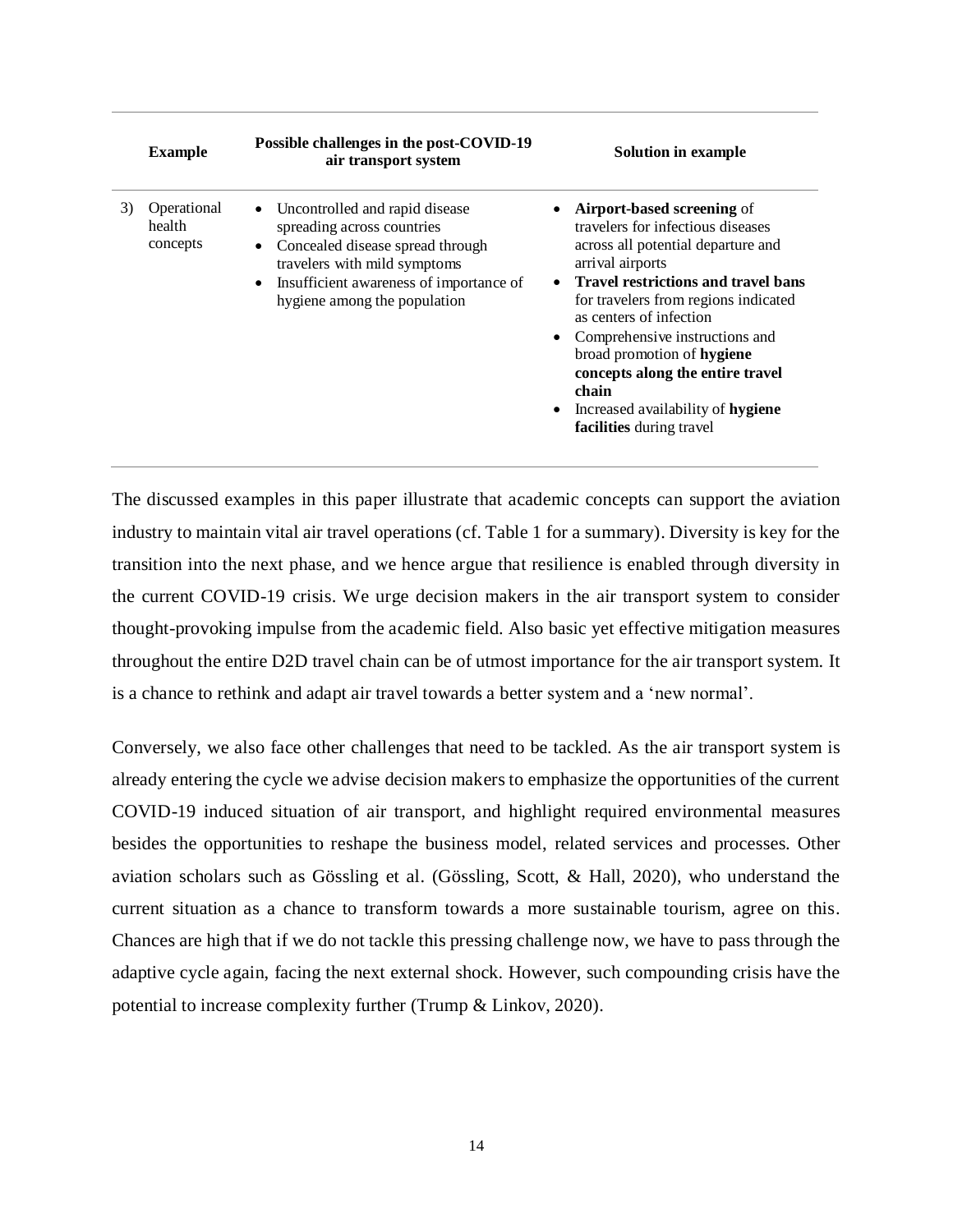| | Example | Possible challenges in the post-COVID-19 air transport system | Solution in example |
|---|---|---|---|
| 3) | Operational health concepts | • Uncontrolled and rapid disease spreading across countries<br>• Concealed disease spread through travelers with mild symptoms<br>• Insufficient awareness of importance of hygiene among the population | • **Airport-based screening** of travelers for infectious diseases across all potential departure and arrival airports<br>• **Travel restrictions and travel bans** for travelers from regions indicated as centers of infection<br>• Comprehensive instructions and broad promotion of **hygiene concepts along the entire travel chain**<br>• Increased availability of **hygiene facilities** during travel |

The discussed examples in this paper illustrate that academic concepts can support the aviation industry to maintain vital air travel operations (cf. Table 1 for a summary). Diversity is key for the transition into the next phase, and we hence argue that resilience is enabled through diversity in the current COVID-19 crisis. We urge decision makers in the air transport system to consider thought-provoking impulse from the academic field. Also basic yet effective mitigation measures throughout the entire D2D travel chain can be of utmost importance for the air transport system. It is a chance to rethink and adapt air travel towards a better system and a 'new normal'.

Conversely, we also face other challenges that need to be tackled. As the air transport system is already entering the cycle we advise decision makers to emphasize the opportunities of the current COVID-19 induced situation of air transport, and highlight required environmental measures besides the opportunities to reshape the business model, related services and processes. Other aviation scholars such as Gössling et al. (Gössling, Scott, & Hall, 2020), who understand the current situation as a chance to transform towards a more sustainable tourism, agree on this. Chances are high that if we do not tackle this pressing challenge now, we have to pass through the adaptive cycle again, facing the next external shock. However, such compounding crisis have the potential to increase complexity further (Trump & Linkov, 2020).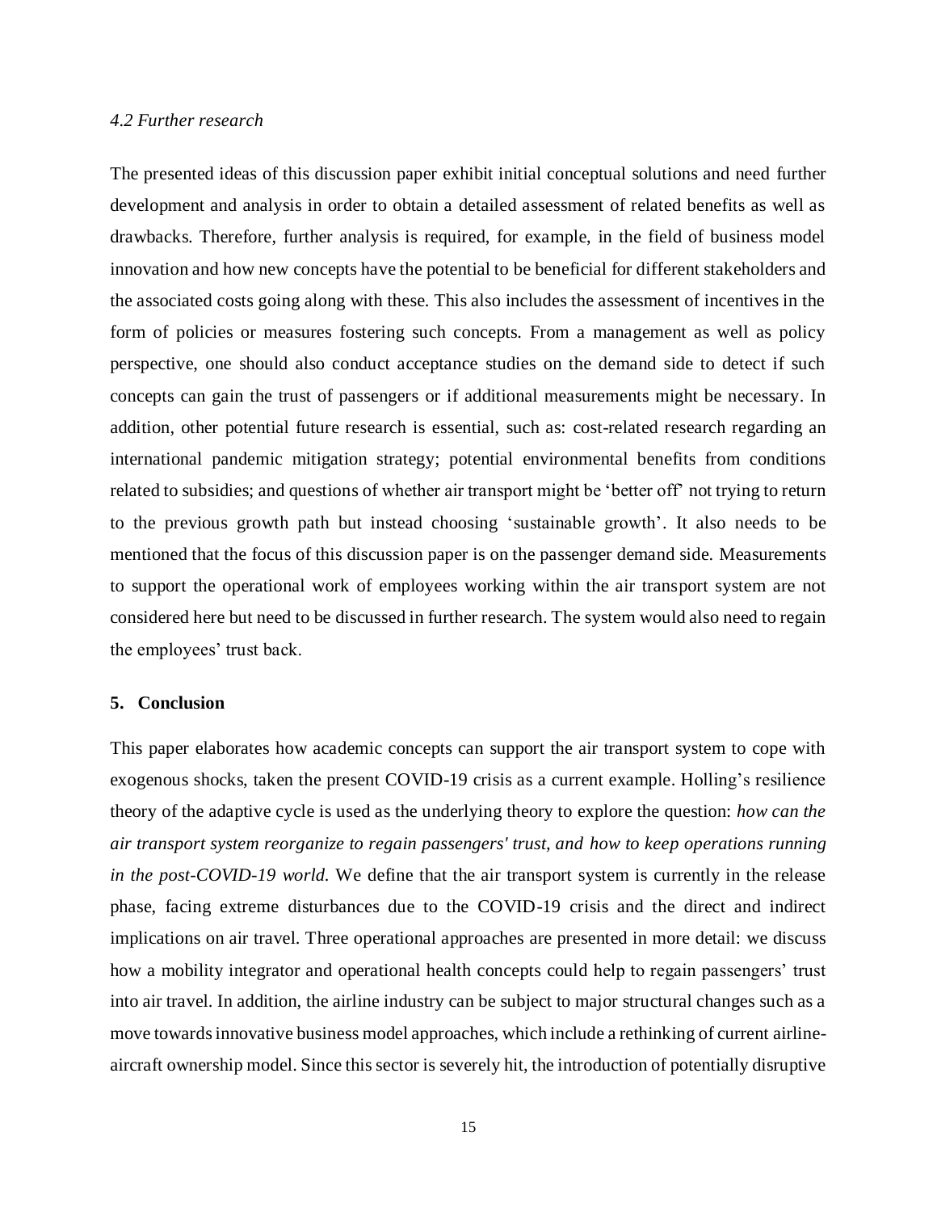### *4.2 Further research*

The presented ideas of this discussion paper exhibit initial conceptual solutions and need further development and analysis in order to obtain a detailed assessment of related benefits as well as drawbacks. Therefore, further analysis is required, for example, in the field of business model innovation and how new concepts have the potential to be beneficial for different stakeholders and the associated costs going along with these. This also includes the assessment of incentives in the form of policies or measures fostering such concepts. From a management as well as policy perspective, one should also conduct acceptance studies on the demand side to detect if such concepts can gain the trust of passengers or if additional measurements might be necessary. In addition, other potential future research is essential, such as: cost-related research regarding an international pandemic mitigation strategy; potential environmental benefits from conditions related to subsidies; and questions of whether air transport might be 'better off' not trying to return to the previous growth path but instead choosing 'sustainable growth'. It also needs to be mentioned that the focus of this discussion paper is on the passenger demand side. Measurements to support the operational work of employees working within the air transport system are not considered here but need to be discussed in further research. The system would also need to regain the employees' trust back.

## 5. Conclusion

This paper elaborates how academic concepts can support the air transport system to cope with exogenous shocks, taken the present COVID-19 crisis as a current example. Holling's resilience theory of the adaptive cycle is used as the underlying theory to explore the question: *how can the air transport system reorganize to regain passengers' trust, and how to keep operations running in the post-COVID-19 world.* We define that the air transport system is currently in the release phase, facing extreme disturbances due to the COVID-19 crisis and the direct and indirect implications on air travel. Three operational approaches are presented in more detail: we discuss how a mobility integrator and operational health concepts could help to regain passengers' trust into air travel. In addition, the airline industry can be subject to major structural changes such as a move towards innovative business model approaches, which include a rethinking of current airline-aircraft ownership model. Since this sector is severely hit, the introduction of potentially disruptive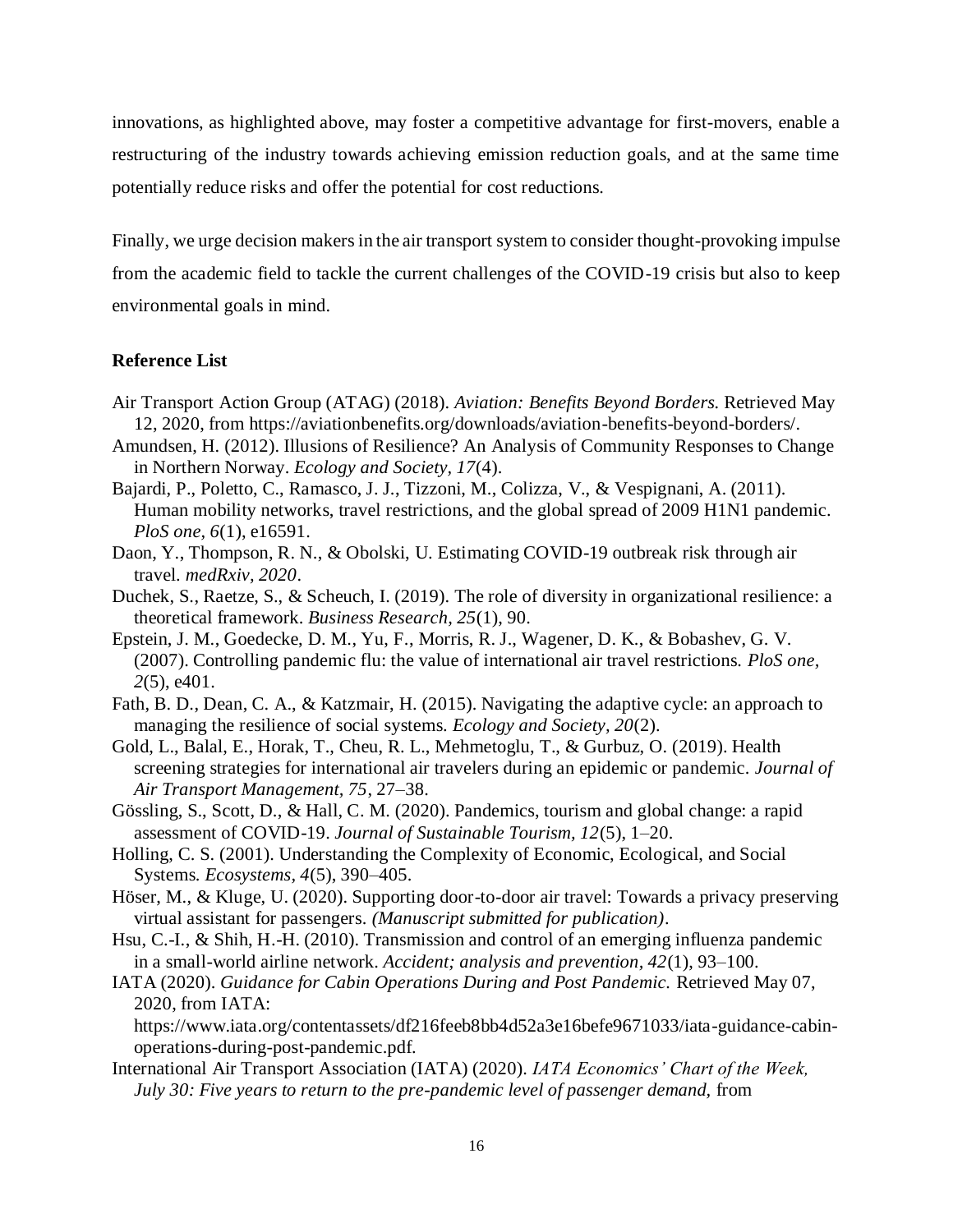innovations, as highlighted above, may foster a competitive advantage for first-movers, enable a restructuring of the industry towards achieving emission reduction goals, and at the same time potentially reduce risks and offer the potential for cost reductions.

Finally, we urge decision makers in the air transport system to consider thought-provoking impulse from the academic field to tackle the current challenges of the COVID-19 crisis but also to keep environmental goals in mind.

### Reference List

Air Transport Action Group (ATAG) (2018). *Aviation: Benefits Beyond Borders.* Retrieved May 12, 2020, from https://aviationbenefits.org/downloads/aviation-benefits-beyond-borders/.

Amundsen, H. (2012). Illusions of Resilience? An Analysis of Community Responses to Change in Northern Norway. *Ecology and Society, 17*(4).

Bajardi, P., Poletto, C., Ramasco, J. J., Tizzoni, M., Colizza, V., & Vespignani, A. (2011). Human mobility networks, travel restrictions, and the global spread of 2009 H1N1 pandemic. *PloS one, 6*(1), e16591.

Daon, Y., Thompson, R. N., & Obolski, U. Estimating COVID-19 outbreak risk through air travel. *medRxiv, 2020*.

Duchek, S., Raetze, S., & Scheuch, I. (2019). The role of diversity in organizational resilience: a theoretical framework. *Business Research, 25*(1), 90.

Epstein, J. M., Goedecke, D. M., Yu, F., Morris, R. J., Wagener, D. K., & Bobashev, G. V. (2007). Controlling pandemic flu: the value of international air travel restrictions. *PloS one, 2*(5), e401.

Fath, B. D., Dean, C. A., & Katzmair, H. (2015). Navigating the adaptive cycle: an approach to managing the resilience of social systems. *Ecology and Society, 20*(2).

Gold, L., Balal, E., Horak, T., Cheu, R. L., Mehmetoglu, T., & Gurbuz, O. (2019). Health screening strategies for international air travelers during an epidemic or pandemic. *Journal of Air Transport Management, 75*, 27–38.

Gössling, S., Scott, D., & Hall, C. M. (2020). Pandemics, tourism and global change: a rapid assessment of COVID-19. *Journal of Sustainable Tourism, 12*(5), 1–20.

Holling, C. S. (2001). Understanding the Complexity of Economic, Ecological, and Social Systems. *Ecosystems, 4*(5), 390–405.

Höser, M., & Kluge, U. (2020). Supporting door-to-door air travel: Towards a privacy preserving virtual assistant for passengers. *(Manuscript submitted for publication)*.

Hsu, C.-I., & Shih, H.-H. (2010). Transmission and control of an emerging influenza pandemic in a small-world airline network. *Accident; analysis and prevention, 42*(1), 93–100.

IATA (2020). *Guidance for Cabin Operations During and Post Pandemic.* Retrieved May 07, 2020, from IATA: https://www.iata.org/contentassets/df216feeb8bb4d52a3e16befe9671033/iata-guidance-cabin-operations-during-post-pandemic.pdf.

International Air Transport Association (IATA) (2020). *IATA Economics' Chart of the Week, July 30: Five years to return to the pre-pandemic level of passenger demand,* from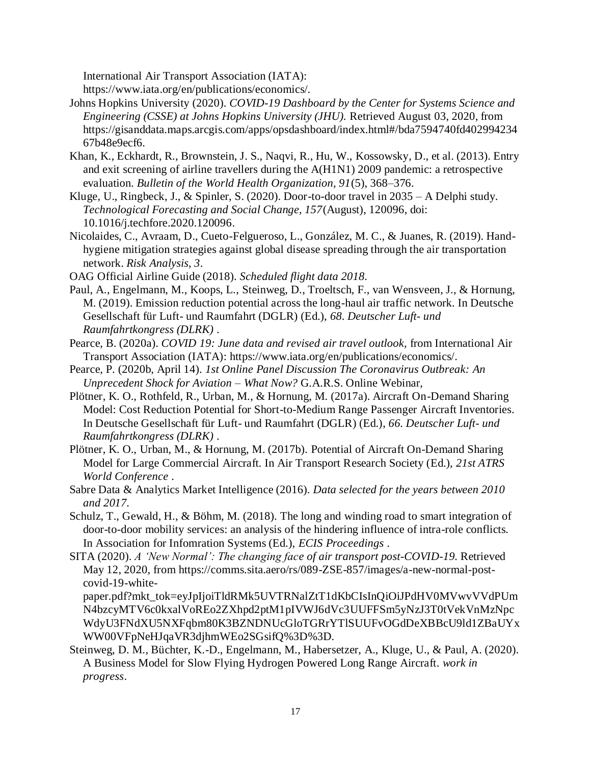International Air Transport Association (IATA): https://www.iata.org/en/publications/economics/.

Johns Hopkins University (2020). *COVID-19 Dashboard by the Center for Systems Science and Engineering (CSSE) at Johns Hopkins University (JHU).* Retrieved August 03, 2020, from https://gisanddata.maps.arcgis.com/apps/opsdashboard/index.html#/bda7594740fd40299423467b48e9ecf6.

Khan, K., Eckhardt, R., Brownstein, J. S., Naqvi, R., Hu, W., Kossowsky, D., et al. (2013). Entry and exit screening of airline travellers during the A(H1N1) 2009 pandemic: a retrospective evaluation. *Bulletin of the World Health Organization, 91*(5), 368–376.

Kluge, U., Ringbeck, J., & Spinler, S. (2020). Door-to-door travel in 2035 – A Delphi study. *Technological Forecasting and Social Change, 157*(August), 120096, doi: 10.1016/j.techfore.2020.120096.

Nicolaides, C., Avraam, D., Cueto-Felgueroso, L., González, M. C., & Juanes, R. (2019). Hand-hygiene mitigation strategies against global disease spreading through the air transportation network. *Risk Analysis, 3*.

OAG Official Airline Guide (2018). *Scheduled flight data 2018*.

Paul, A., Engelmann, M., Koops, L., Steinweg, D., Troeltsch, F., van Wensveen, J., & Hornung, M. (2019). Emission reduction potential across the long-haul air traffic network. In Deutsche Gesellschaft für Luft- und Raumfahrt (DGLR) (Ed.), *68. Deutscher Luft- und Raumfahrtkongress (DLRK)* .

Pearce, B. (2020a). *COVID 19: June data and revised air travel outlook,* from International Air Transport Association (IATA): https://www.iata.org/en/publications/economics/.

Pearce, P. (2020b, April 14). *1st Online Panel Discussion The Coronavirus Outbreak: An Unprecedent Shock for Aviation – What Now?* G.A.R.S. Online Webinar,

Plötner, K. O., Rothfeld, R., Urban, M., & Hornung, M. (2017a). Aircraft On-Demand Sharing Model: Cost Reduction Potential for Short-to-Medium Range Passenger Aircraft Inventories. In Deutsche Gesellschaft für Luft- und Raumfahrt (DGLR) (Ed.), *66. Deutscher Luft- und Raumfahrtkongress (DLRK)* .

Plötner, K. O., Urban, M., & Hornung, M. (2017b). Potential of Aircraft On-Demand Sharing Model for Large Commercial Aircraft. In Air Transport Research Society (Ed.), *21st ATRS World Conference* .

Sabre Data & Analytics Market Intelligence (2016). *Data selected for the years between 2010 and 2017*.

Schulz, T., Gewald, H., & Böhm, M. (2018). The long and winding road to smart integration of door-to-door mobility services: an analysis of the hindering influence of intra-role conflicts. In Association for Infomration Systems (Ed.), *ECIS Proceedings* .

SITA (2020). *A 'New Normal': The changing face of air transport post-COVID-19.* Retrieved May 12, 2020, from https://comms.sita.aero/rs/089-ZSE-857/images/a-new-normal-post-covid-19-white-paper.pdf?mkt_tok=eyJpIjoiTldRMk5UVTRNalZtT1dKbCIsInQiOiJPdHV0MVwvVVdPUmN4bzcyMTV6c0kxalVoREo2ZXhpd2ptM1pIVWJ6dVc3UUFFSm5yNzJ3T0tVekVnMzNpcWdyU3FNdXU5NXFqbm80K3BZNDNUcGloTGRrYTlSUUFvOGdDeXBBcU9ld1ZBaUYxWW00VFpNeHJqaVR3djhmWEo2SGsifQ%3D%3D.

Steinweg, D. M., Büchter, K.-D., Engelmann, M., Habersetzer, A., Kluge, U., & Paul, A. (2020). A Business Model for Slow Flying Hydrogen Powered Long Range Aircraft. *work in progress*.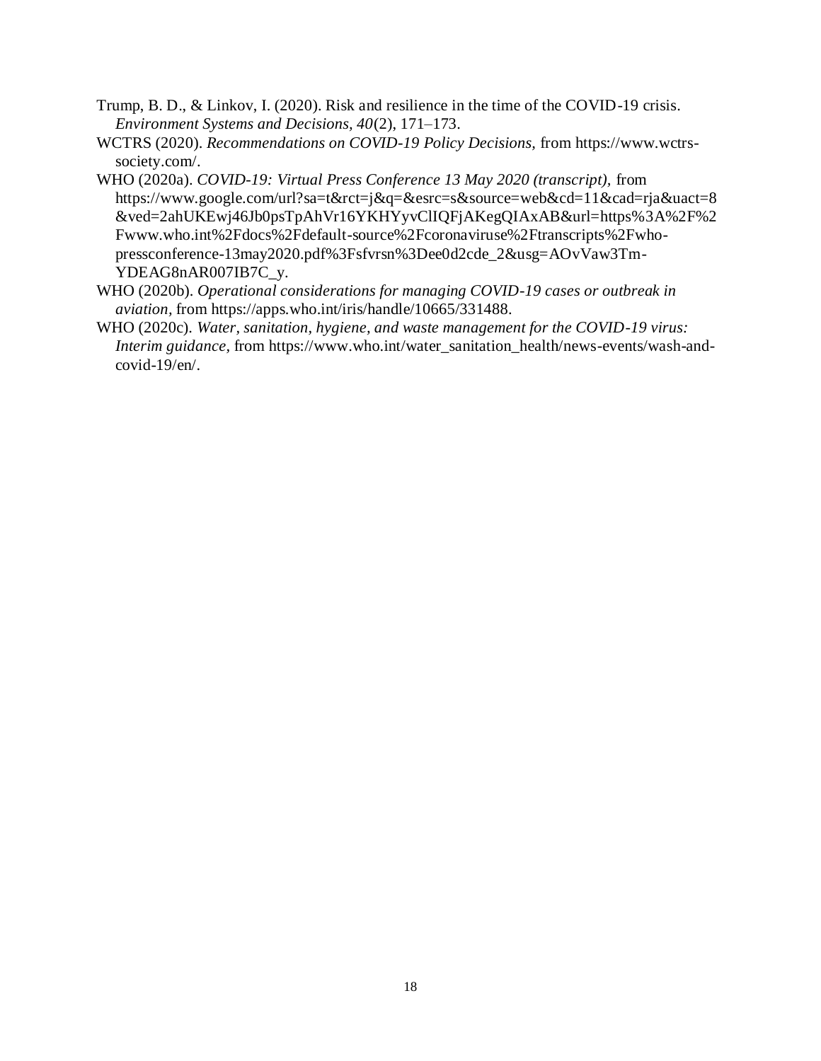Trump, B. D., & Linkov, I. (2020). Risk and resilience in the time of the COVID-19 crisis. *Environment Systems and Decisions, 40*(2), 171–173.

WCTRS (2020). *Recommendations on COVID-19 Policy Decisions,* from https://www.wctrs-society.com/.

WHO (2020a). *COVID-19: Virtual Press Conference 13 May 2020 (transcript)*, from https://www.google.com/url?sa=t&rct=j&q=&esrc=s&source=web&cd=11&cad=rja&uact=8&ved=2ahUKEwj46Jb0psTpAhVr16YKHYyvClIQFjAKegQIAxAB&url=https%3A%2F%2Fwww.who.int%2Fdocs%2Fdefault-source%2Fcoronaviruse%2Ftranscripts%2Fwho-pressconference-13may2020.pdf%3Fsfvrsn%3Dee0d2cde_2&usg=AOvVaw3Tm-YDEAG8nAR007IB7C_y.

WHO (2020b). *Operational considerations for managing COVID-19 cases or outbreak in aviation*, from https://apps.who.int/iris/handle/10665/331488.

WHO (2020c). *Water, sanitation, hygiene, and waste management for the COVID-19 virus: Interim guidance,* from https://www.who.int/water_sanitation_health/news-events/wash-and-covid-19/en/.